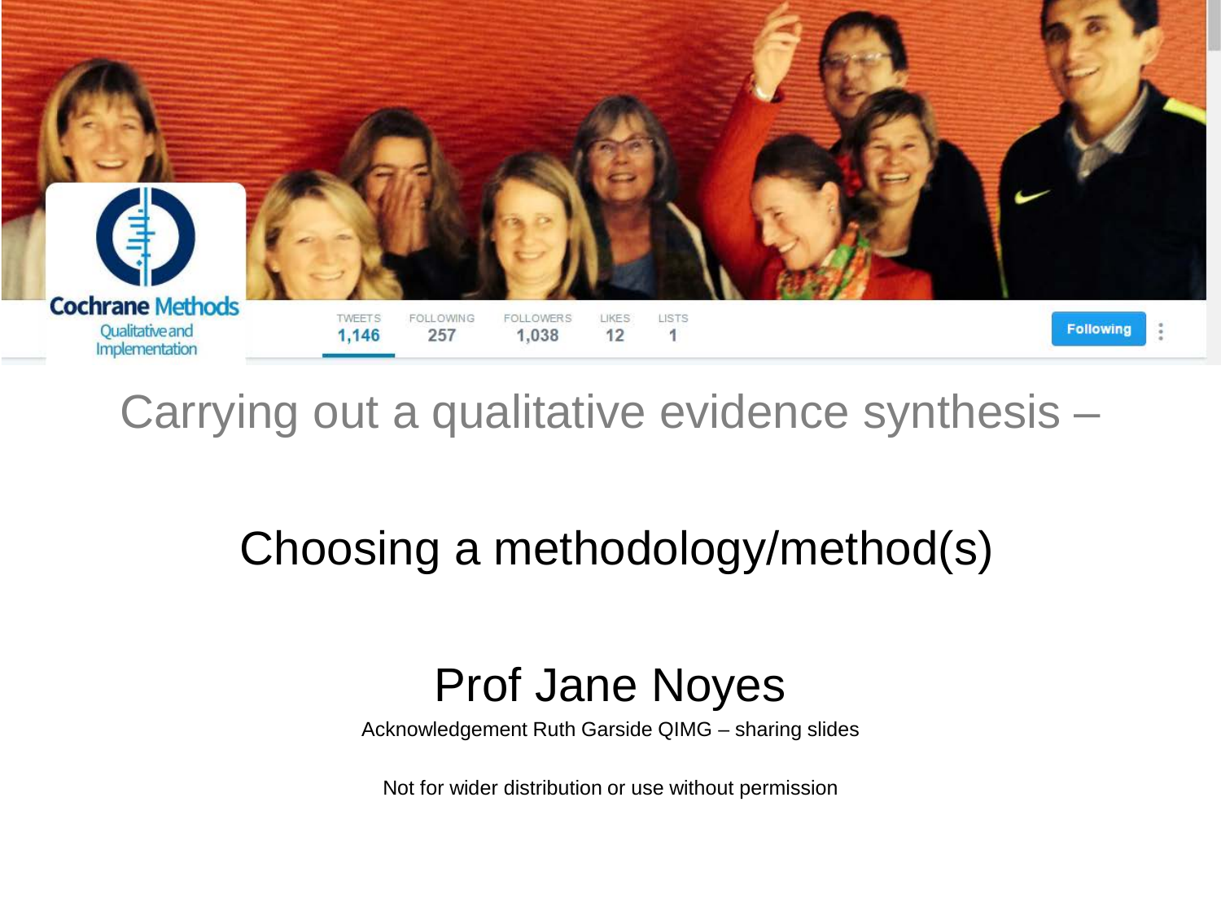Cochrane Methods
Qualitative and Implementation

TWEETS 1,146 | FOLLOWING 257 | FOLLOWERS 1,038 | LIKES 12 | LISTS 1

Following

# Carrying out a qualitative evidence synthesis –

## Choosing a methodology/method(s)

## Prof Jane Noyes

Acknowledgement Ruth Garside QIMG – sharing slides

Not for wider distribution or use without permission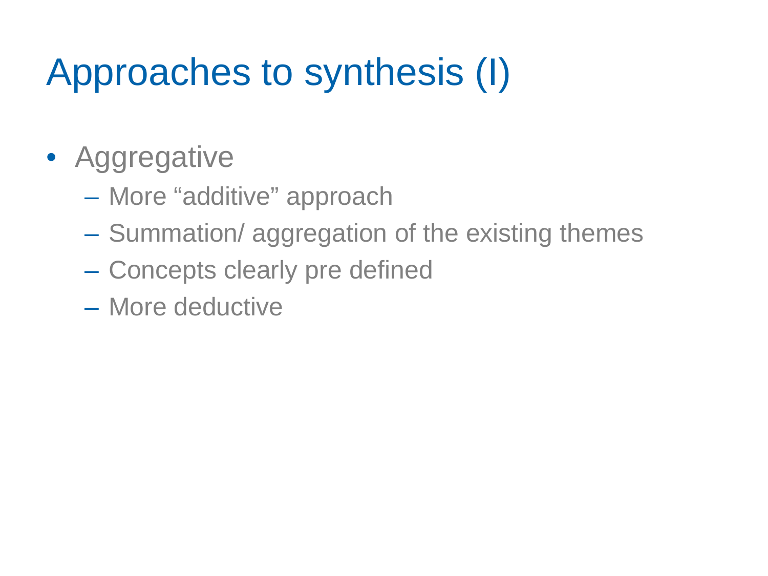# Approaches to synthesis (I)

- Aggregative
  - More “additive” approach
  - Summation/ aggregation of the existing themes
  - Concepts clearly pre defined
  - More deductive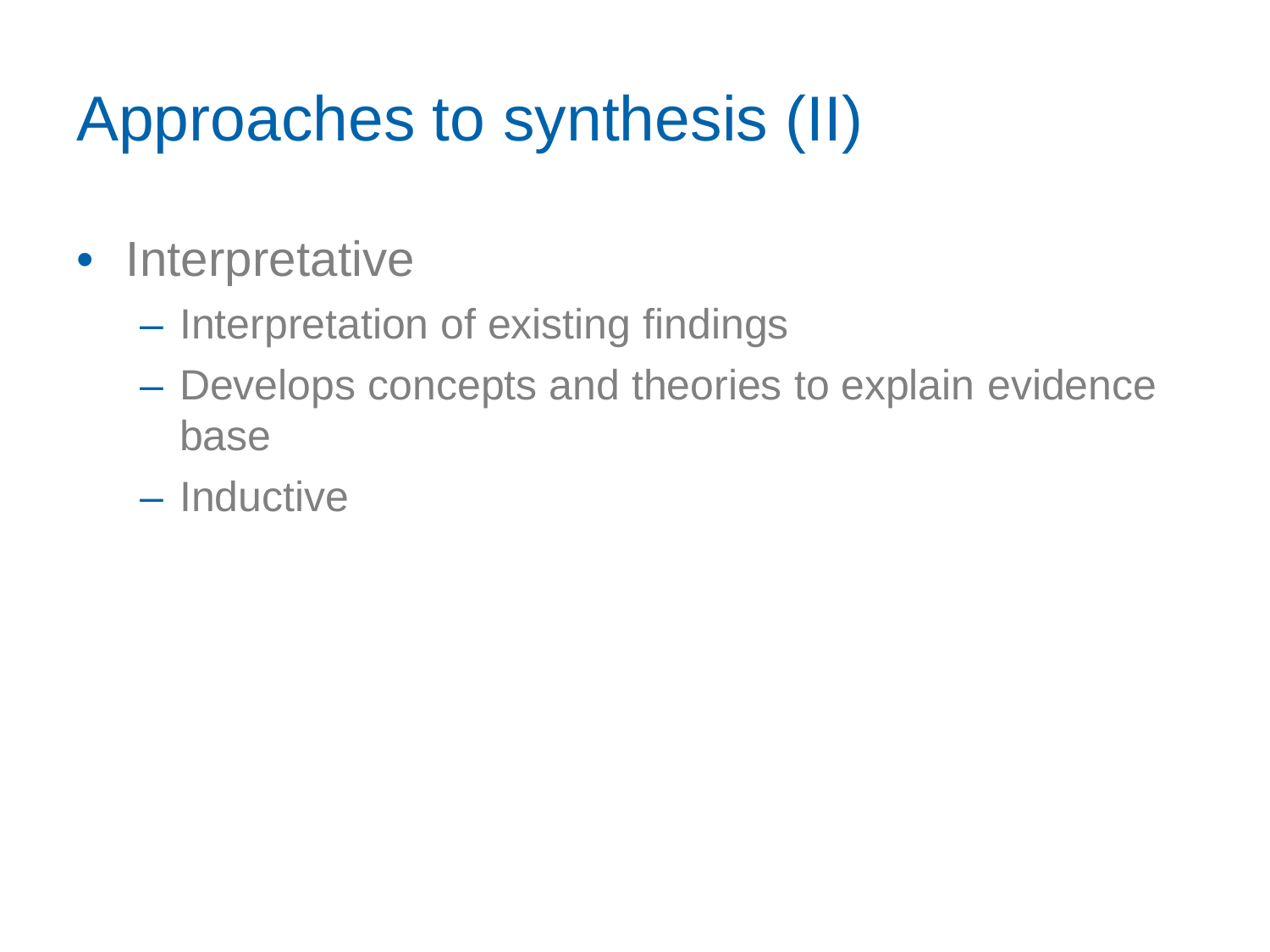# Approaches to synthesis (II)

- Interpretative
  - Interpretation of existing findings
  - Develops concepts and theories to explain evidence base
  - Inductive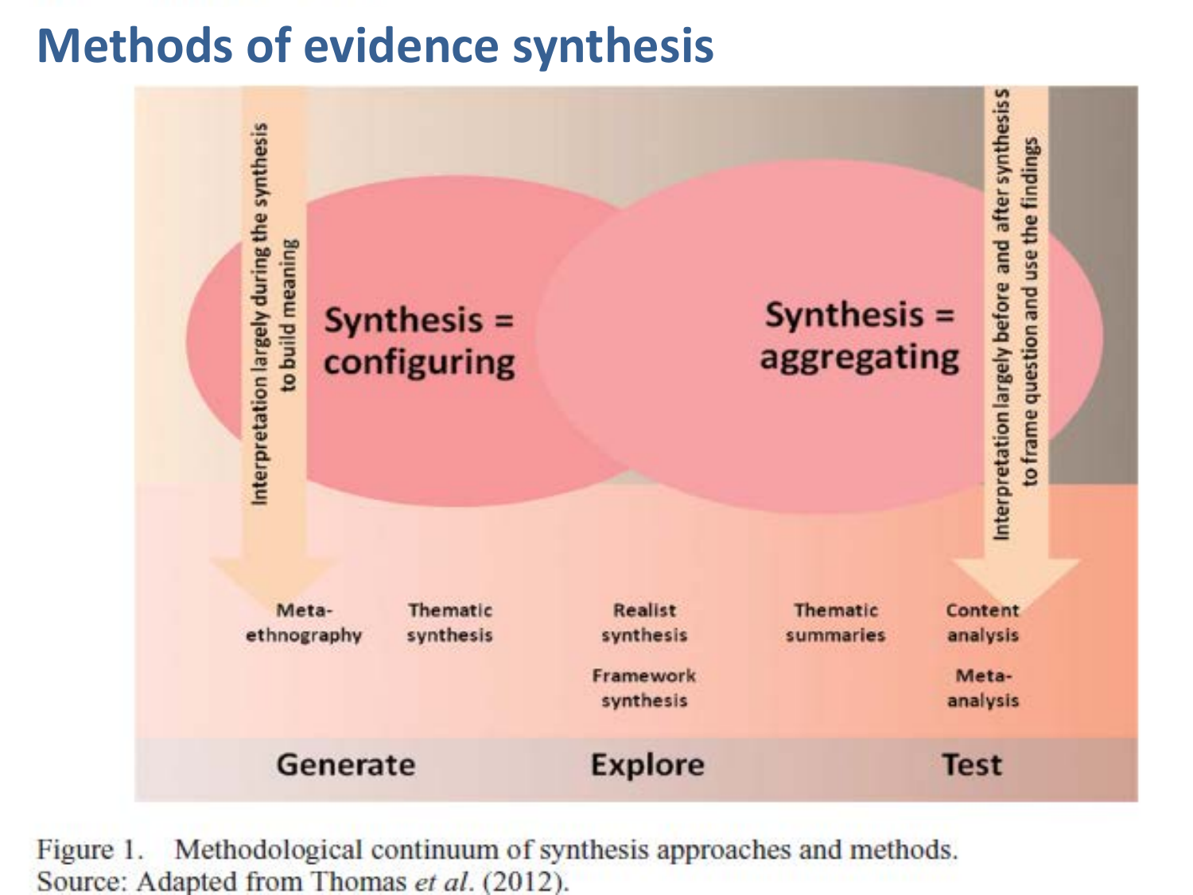# Methods of evidence synthesis

Interpretation largely during the synthesis to build meaning

Interpretation largely before and after synthesis to frame question and use the findings

Synthesis = configuring

Synthesis = aggregating

Meta-ethnography

Thematic synthesis

Realist synthesis

Framework synthesis

Thematic summaries

Content analysis

Meta-analysis

Generate

Explore

Test

Figure 1. Methodological continuum of synthesis approaches and methods.
Source: Adapted from Thomas *et al*. (2012).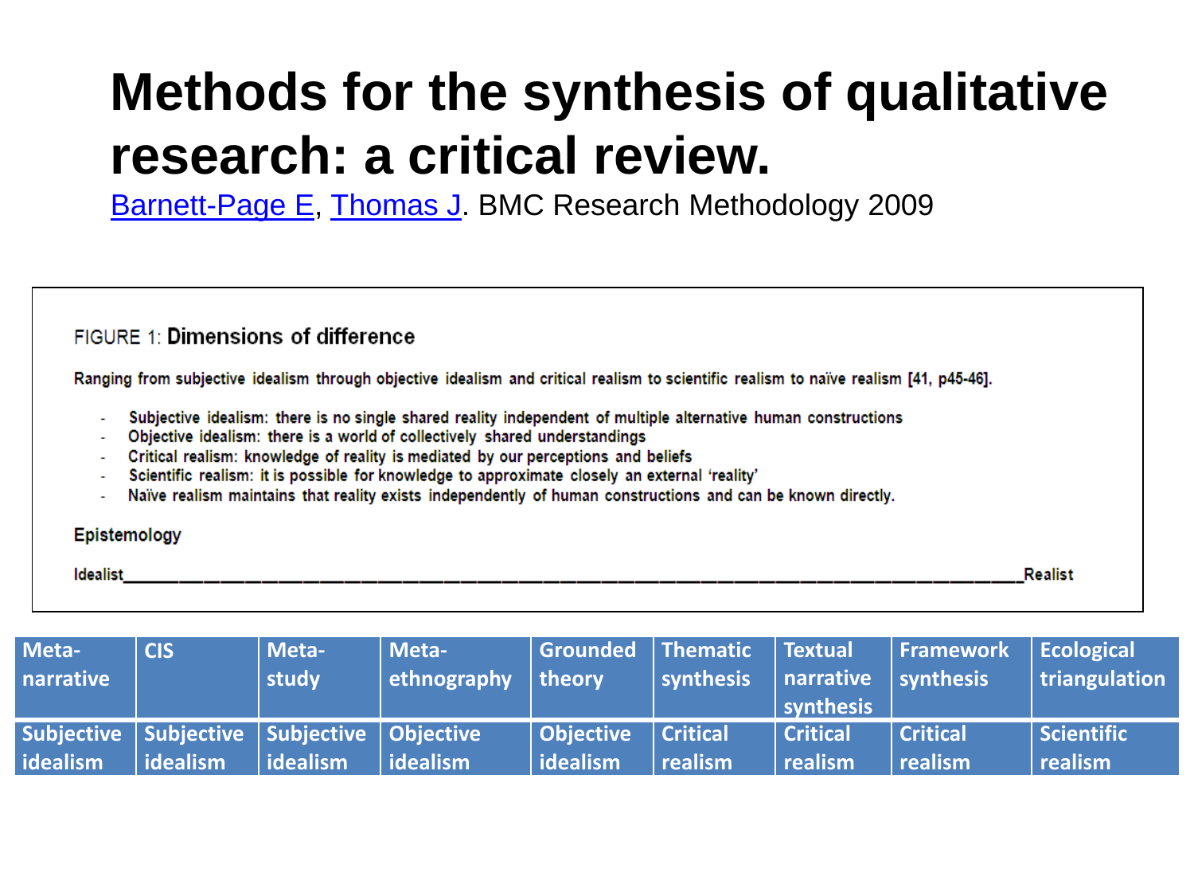# Methods for the synthesis of qualitative research: a critical review.

[Barnett-Page E](), [Thomas J](). BMC Research Methodology 2009

FIGURE 1: **Dimensions of difference**

Ranging from subjective idealism through objective idealism and critical realism to scientific realism to naïve realism [41, p45-46].

- Subjective idealism: there is no single shared reality independent of multiple alternative human constructions
- Objective idealism: there is a world of collectively shared understandings
- Critical realism: knowledge of reality is mediated by our perceptions and beliefs
- Scientific realism: it is possible for knowledge to approximate closely an external 'reality'
- Naïve realism maintains that reality exists independently of human constructions and can be known directly.

**Epistemology**

Idealist ________________________________________ Realist

| Meta-narrative | CIS | Meta-study | Meta-ethnography | Grounded theory | Thematic synthesis | Textual narrative synthesis | Framework synthesis | Ecological triangulation |
|---|---|---|---|---|---|---|---|---|
| Subjective idealism | Subjective idealism | Subjective idealism | Objective idealism | Objective idealism | Critical realism | Critical realism | Critical realism | Scientific realism |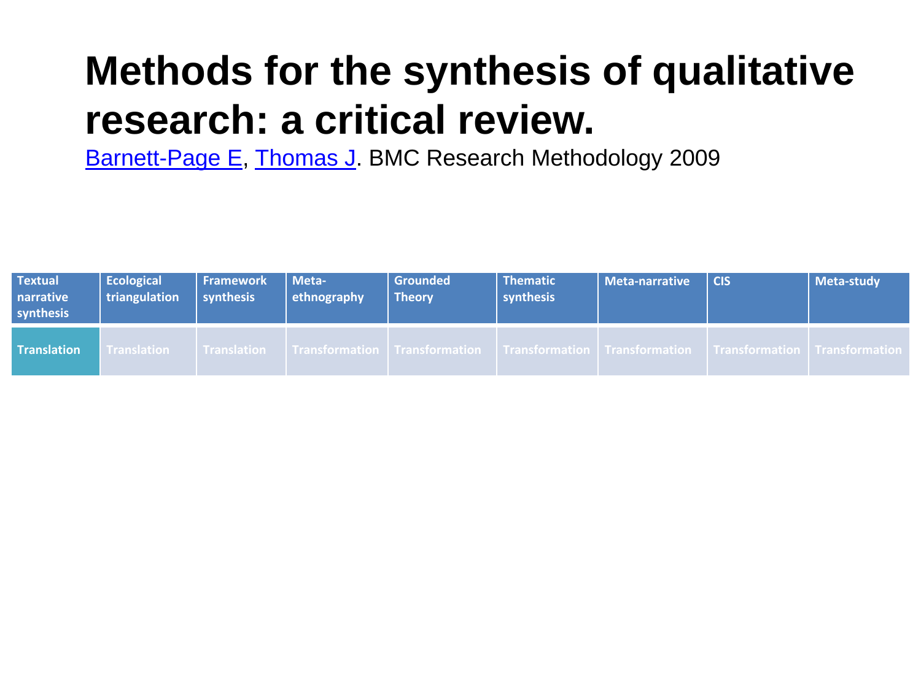# Methods for the synthesis of qualitative research: a critical review.

[Barnett-Page E](), [Thomas J](). BMC Research Methodology 2009

| Textual narrative synthesis | Ecological triangulation | Framework synthesis | Meta-ethnography | Grounded Theory | Thematic synthesis | Meta-narrative | CIS | Meta-study |
|---|---|---|---|---|---|---|---|---|
| Translation | Translation | Translation | Transformation | Transformation | Transformation | Transformation | Transformation | Transformation |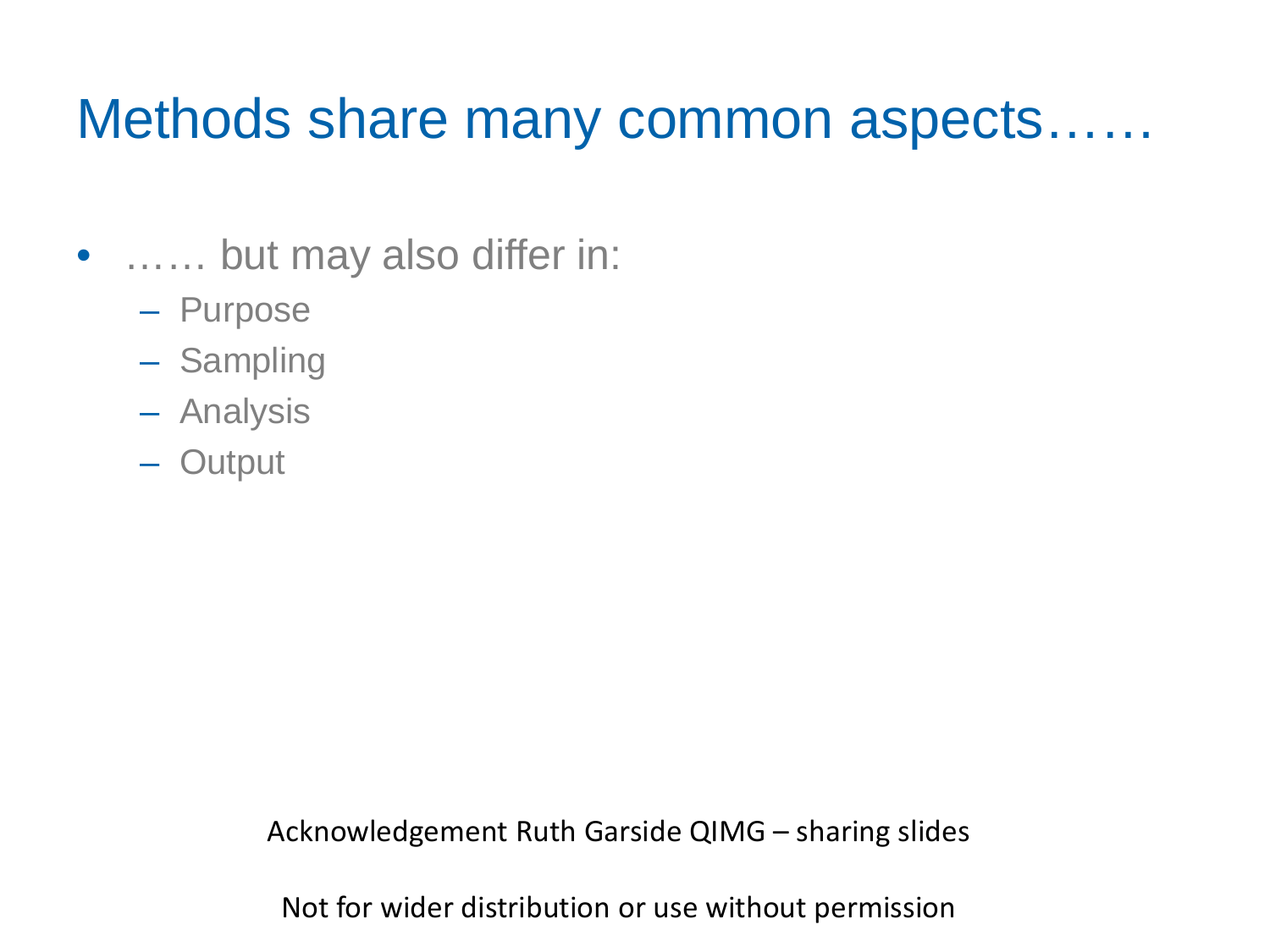# Methods share many common aspects……

- …… but may also differ in:
  - Purpose
  - Sampling
  - Analysis
  - Output

Acknowledgement Ruth Garside QIMG – sharing slides

Not for wider distribution or use without permission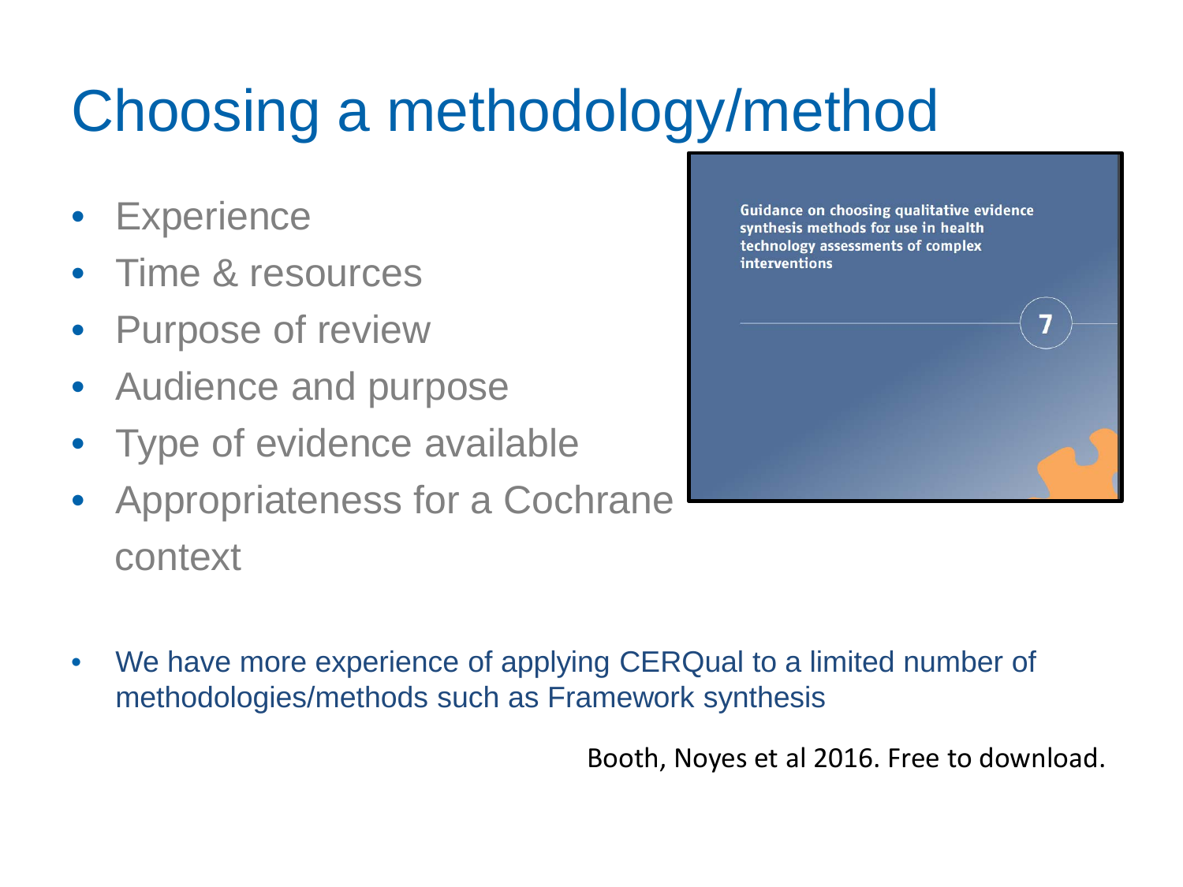# Choosing a methodology/method

- Experience
- Time & resources
- Purpose of review
- Audience and purpose
- Type of evidence available
- Appropriateness for a Cochrane context

Guidance on choosing qualitative evidence synthesis methods for use in health technology assessments of complex interventions

7

- We have more experience of applying CERQual to a limited number of methodologies/methods such as Framework synthesis

Booth, Noyes et al 2016. Free to download.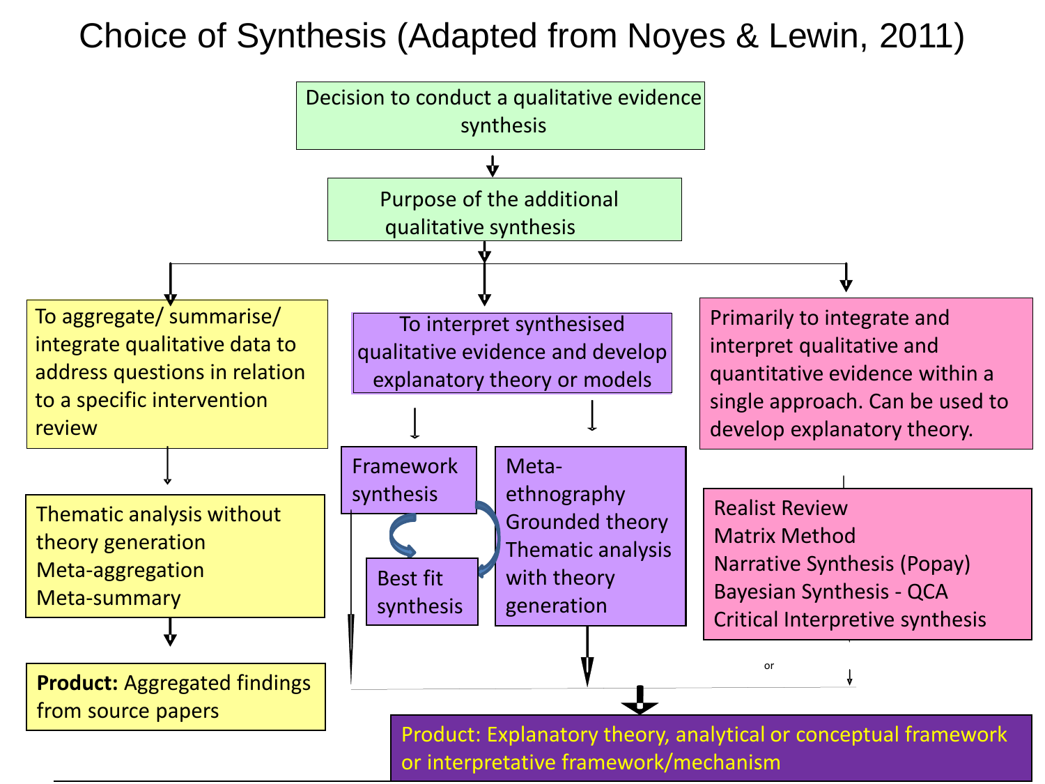# Choice of Synthesis (Adapted from Noyes & Lewin, 2011)

Decision to conduct a qualitative evidence synthesis

Purpose of the additional qualitative synthesis

To aggregate/ summarise/ integrate qualitative data to address questions in relation to a specific intervention review

Thematic analysis without theory generation
Meta-aggregation
Meta-summary

**Product:** Aggregated findings from source papers

To interpret synthesised qualitative evidence and develop explanatory theory or models

Framework synthesis

Best fit synthesis

Meta-ethnography
Grounded theory
Thematic analysis with theory generation

Primarily to integrate and interpret qualitative and quantitative evidence within a single approach. Can be used to develop explanatory theory.

Realist Review
Matrix Method
Narrative Synthesis (Popay)
Bayesian Synthesis - QCA
Critical Interpretive synthesis

or

Product: Explanatory theory, analytical or conceptual framework or interpretative framework/mechanism